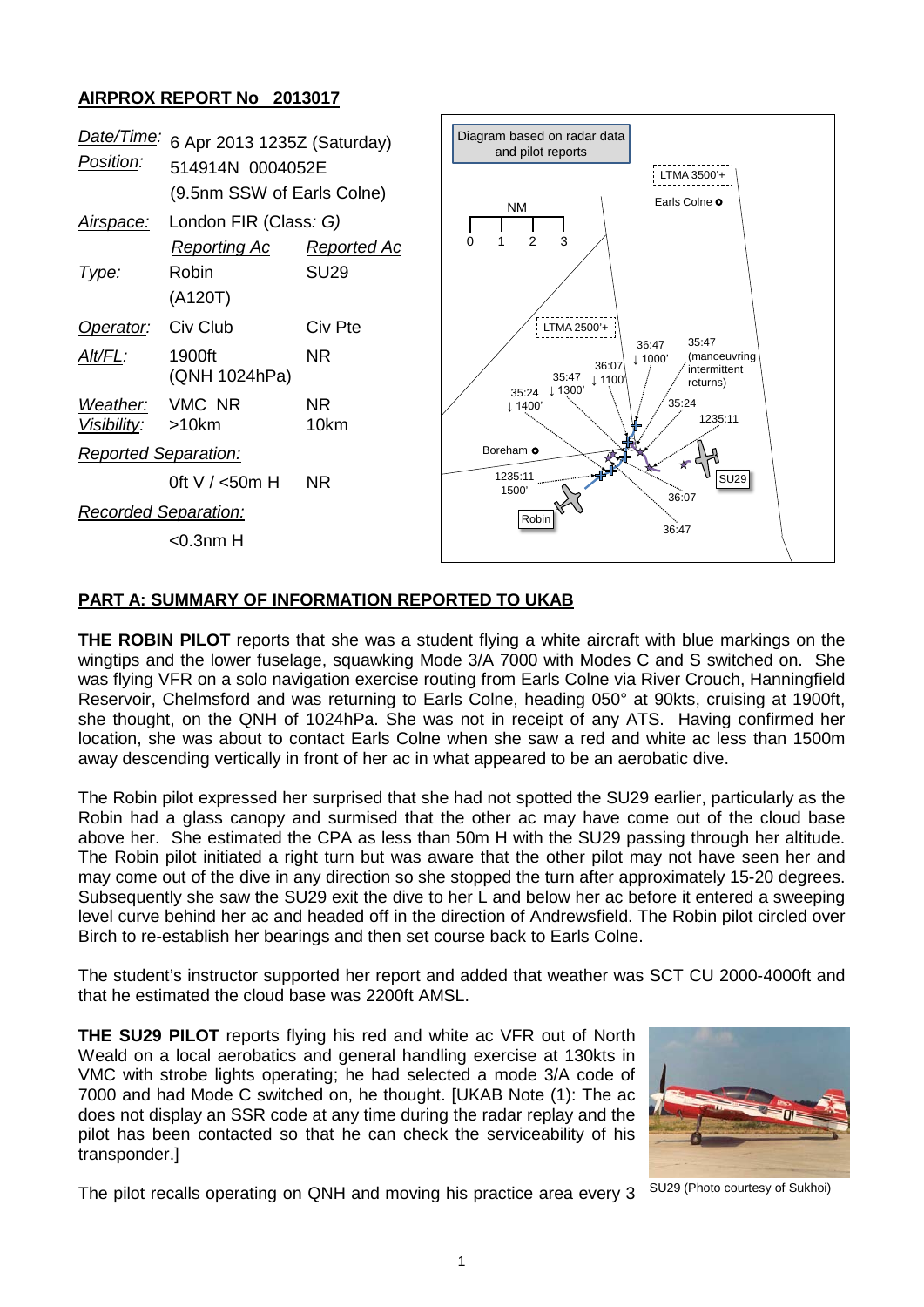## AIRPROX REPORT No 2013017

| | | |
|---|---|---|
| *Date/Time:* | 6 Apr 2013 1235Z (Saturday) | |
| *Position:* | 514914N 0004052E (9.5nm SSW of Earls Colne) | |
| *Airspace:* | London FIR (Class: *G)* | |
| | *Reporting Ac* | *Reported Ac* |
| *Type:* | Robin (A120T) | SU29 |
| *Operator:* | Civ Club | Civ Pte |
| *Alt/FL:* | 1900ft (QNH 1024hPa) | NR |
| *Weather:* | VMC NR | NR |
| *Visibility:* | >10km | 10km |
| *Reported Separation:* | | |
| | 0ft V / <50m H | NR |
| *Recorded Separation:* | | |
| | <0.3nm H | |

## PART A: SUMMARY OF INFORMATION REPORTED TO UKAB

**THE ROBIN PILOT** reports that she was a student flying a white aircraft with blue markings on the wingtips and the lower fuselage, squawking Mode 3/A 7000 with Modes C and S switched on. She was flying VFR on a solo navigation exercise routing from Earls Colne via River Crouch, Hanningfield Reservoir, Chelmsford and was returning to Earls Colne, heading 050° at 90kts, cruising at 1900ft, she thought, on the QNH of 1024hPa. She was not in receipt of any ATS. Having confirmed her location, she was about to contact Earls Colne when she saw a red and white ac less than 1500m away descending vertically in front of her ac in what appeared to be an aerobatic dive.

The Robin pilot expressed her surprised that she had not spotted the SU29 earlier, particularly as the Robin had a glass canopy and surmised that the other ac may have come out of the cloud base above her. She estimated the CPA as less than 50m H with the SU29 passing through her altitude. The Robin pilot initiated a right turn but was aware that the other pilot may not have seen her and may come out of the dive in any direction so she stopped the turn after approximately 15-20 degrees. Subsequently she saw the SU29 exit the dive to her L and below her ac before it entered a sweeping level curve behind her ac and headed off in the direction of Andrewsfield. The Robin pilot circled over Birch to re-establish her bearings and then set course back to Earls Colne.

The student's instructor supported her report and added that weather was SCT CU 2000-4000ft and that he estimated the cloud base was 2200ft AMSL.

**THE SU29 PILOT** reports flying his red and white ac VFR out of North Weald on a local aerobatics and general handling exercise at 130kts in VMC with strobe lights operating; he had selected a mode 3/A code of 7000 and had Mode C switched on, he thought. [UKAB Note (1): The ac does not display an SSR code at any time during the radar replay and the pilot has been contacted so that he can check the serviceability of his transponder.]

SU29 (Photo courtesy of Sukhoi)

The pilot recalls operating on QNH and moving his practice area every 3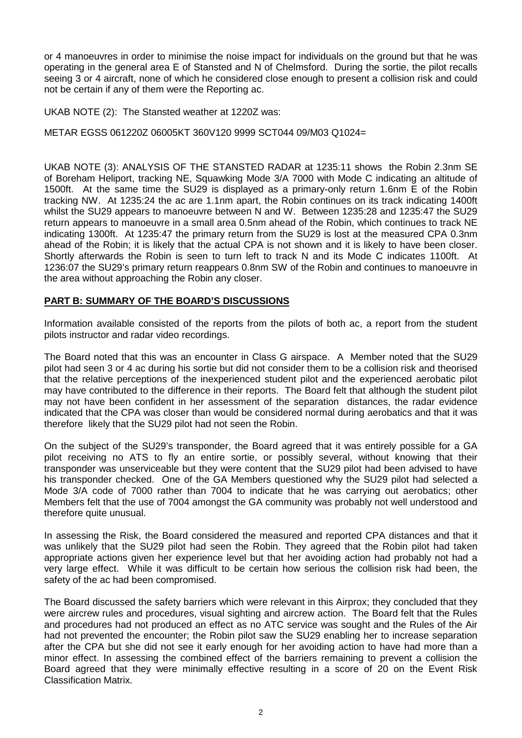or 4 manoeuvres in order to minimise the noise impact for individuals on the ground but that he was operating in the general area E of Stansted and N of Chelmsford. During the sortie, the pilot recalls seeing 3 or 4 aircraft, none of which he considered close enough to present a collision risk and could not be certain if any of them were the Reporting ac.

UKAB NOTE (2): The Stansted weather at 1220Z was:

METAR EGSS 061220Z 06005KT 360V120 9999 SCT044 09/M03 Q1024=

UKAB NOTE (3): ANALYSIS OF THE STANSTED RADAR at 1235:11 shows the Robin 2.3nm SE of Boreham Heliport, tracking NE, Squawking Mode 3/A 7000 with Mode C indicating an altitude of 1500ft. At the same time the SU29 is displayed as a primary-only return 1.6nm E of the Robin tracking NW. At 1235:24 the ac are 1.1nm apart, the Robin continues on its track indicating 1400ft whilst the SU29 appears to manoeuvre between N and W. Between 1235:28 and 1235:47 the SU29 return appears to manoeuvre in a small area 0.5nm ahead of the Robin, which continues to track NE indicating 1300ft. At 1235:47 the primary return from the SU29 is lost at the measured CPA 0.3nm ahead of the Robin; it is likely that the actual CPA is not shown and it is likely to have been closer. Shortly afterwards the Robin is seen to turn left to track N and its Mode C indicates 1100ft. At 1236:07 the SU29's primary return reappears 0.8nm SW of the Robin and continues to manoeuvre in the area without approaching the Robin any closer.

## PART B: SUMMARY OF THE BOARD'S DISCUSSIONS

Information available consisted of the reports from the pilots of both ac, a report from the student pilots instructor and radar video recordings.

The Board noted that this was an encounter in Class G airspace. A Member noted that the SU29 pilot had seen 3 or 4 ac during his sortie but did not consider them to be a collision risk and theorised that the relative perceptions of the inexperienced student pilot and the experienced aerobatic pilot may have contributed to the difference in their reports. The Board felt that although the student pilot may not have been confident in her assessment of the separation distances, the radar evidence indicated that the CPA was closer than would be considered normal during aerobatics and that it was therefore likely that the SU29 pilot had not seen the Robin.

On the subject of the SU29's transponder, the Board agreed that it was entirely possible for a GA pilot receiving no ATS to fly an entire sortie, or possibly several, without knowing that their transponder was unserviceable but they were content that the SU29 pilot had been advised to have his transponder checked. One of the GA Members questioned why the SU29 pilot had selected a Mode 3/A code of 7000 rather than 7004 to indicate that he was carrying out aerobatics; other Members felt that the use of 7004 amongst the GA community was probably not well understood and therefore quite unusual.

In assessing the Risk, the Board considered the measured and reported CPA distances and that it was unlikely that the SU29 pilot had seen the Robin. They agreed that the Robin pilot had taken appropriate actions given her experience level but that her avoiding action had probably not had a very large effect. While it was difficult to be certain how serious the collision risk had been, the safety of the ac had been compromised.

The Board discussed the safety barriers which were relevant in this Airprox; they concluded that they were aircrew rules and procedures, visual sighting and aircrew action. The Board felt that the Rules and procedures had not produced an effect as no ATC service was sought and the Rules of the Air had not prevented the encounter; the Robin pilot saw the SU29 enabling her to increase separation after the CPA but she did not see it early enough for her avoiding action to have had more than a minor effect. In assessing the combined effect of the barriers remaining to prevent a collision the Board agreed that they were minimally effective resulting in a score of 20 on the Event Risk Classification Matrix.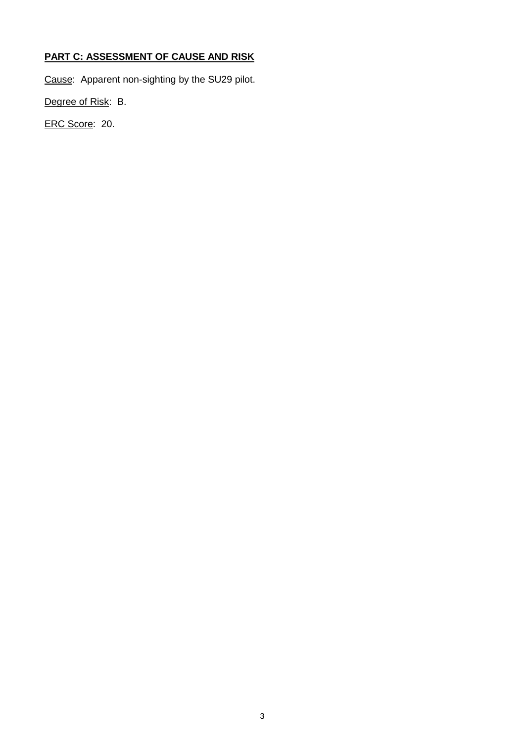**PART C: ASSESSMENT OF CAUSE AND RISK**

Cause: Apparent non-sighting by the SU29 pilot.

Degree of Risk: B.

ERC Score: 20.